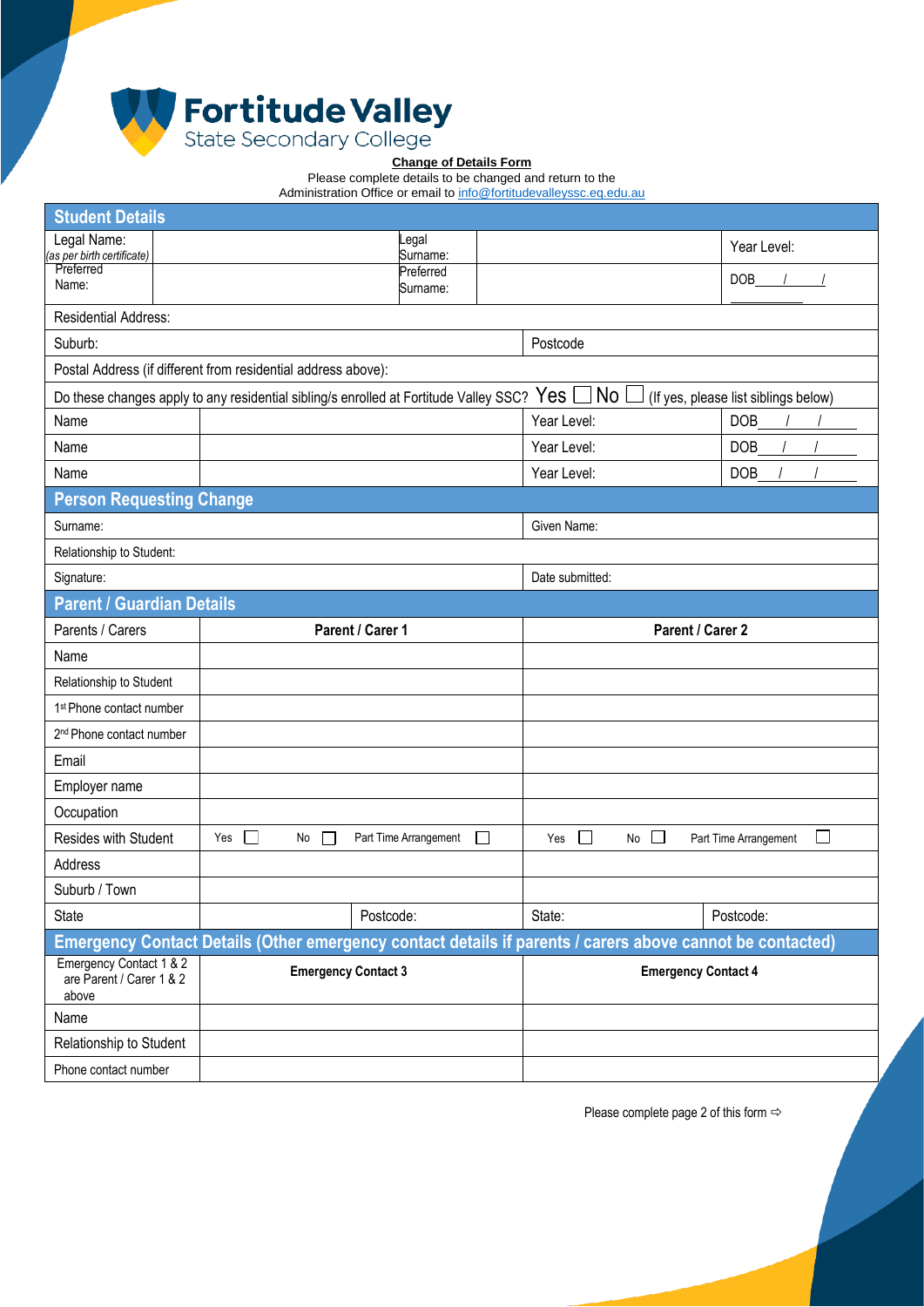**Fortitude Valley**
State Secondary College

**Change of Details Form**

Please complete details to be changed and return to the
Administration Office or email to info@fortitudevalleyssc.eq.edu.au

## Student Details

| Legal Name: *(as per birth certificate)* | | Legal Surname: | | Year Level: |
|---|---|---|---|---|
| Preferred Name: | | Preferred Surname: | | DOB \_\_\_/\_\_\_/\_\_\_ |

Residential Address:

| Suburb: | Postcode |
|---|---|

Postal Address (if different from residential address above):

Do these changes apply to any residential sibling/s enrolled at Fortitude Valley SSC? Yes ☐ No ☐ (If yes, please list siblings below)

| Name | | Year Level: | DOB \_\_\_/\_\_\_/\_\_\_ |
|---|---|---|---|
| Name | | Year Level: | DOB \_\_\_/\_\_\_/\_\_\_ |
| Name | | Year Level: | DOB \_\_\_/\_\_\_/\_\_\_ |

## Person Requesting Change

| Surname: | Given Name: |
|---|---|
| Relationship to Student: | |
| Signature: | Date submitted: |

## Parent / Guardian Details

| Parents / Carers | Parent / Carer 1 | | Parent / Carer 2 | |
|---|---|---|---|---|
| Name | | | | |
| Relationship to Student | | | | |
| 1st Phone contact number | | | | |
| 2nd Phone contact number | | | | |
| Email | | | | |
| Employer name | | | | |
| Occupation | | | | |
| Resides with Student | Yes ☐ No ☐ Part Time Arrangement ☐ | | Yes ☐ No ☐ Part Time Arrangement ☐ | |
| Address | | | | |
| Suburb / Town | | | | |
| State | | Postcode: | State: | Postcode: |

## Emergency Contact Details (Other emergency contact details if parents / carers above cannot be contacted)

| Emergency Contact 1 & 2 are Parent / Carer 1 & 2 above | Emergency Contact 3 | Emergency Contact 4 |
|---|---|---|
| Name | | |
| Relationship to Student | | |
| Phone contact number | | |

Please complete page 2 of this form ⇨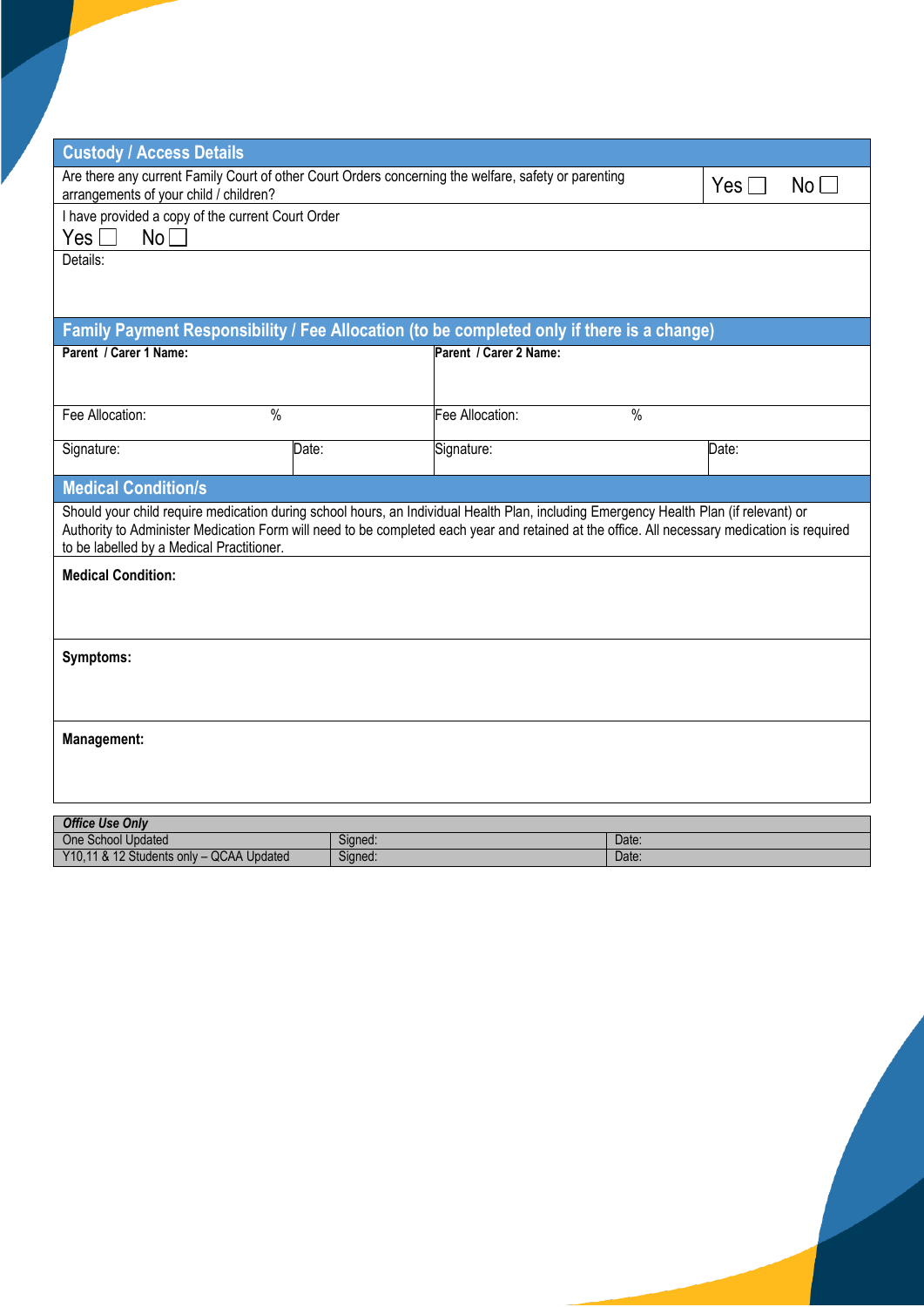## Custody / Access Details

| | |
|---|---|
| Are there any current Family Court of other Court Orders concerning the welfare, safety or parenting arrangements of your child / children? | Yes ☐ No ☐ |
| I have provided a copy of the current Court Order<br>Yes ☐ No ☐ | |
| Details: | |

## Family Payment Responsibility / Fee Allocation (to be completed only if there is a change)

| | | | |
|---|---|---|---|
| **Parent / Carer 1 Name:** | | **Parent / Carer 2 Name:** | |
| Fee Allocation: % | | Fee Allocation: % | |
| Signature: | Date: | Signature: | Date: |

## Medical Condition/s

Should your child require medication during school hours, an Individual Health Plan, including Emergency Health Plan (if relevant) or Authority to Administer Medication Form will need to be completed each year and retained at the office. All necessary medication is required to be labelled by a Medical Practitioner.

**Medical Condition:**

**Symptoms:**

**Management:**

| ***Office Use Only*** | | |
|---|---|---|
| One School Updated | Signed: | Date: |
| Y10,11 & 12 Students only – QCAA Updated | Signed: | Date: |